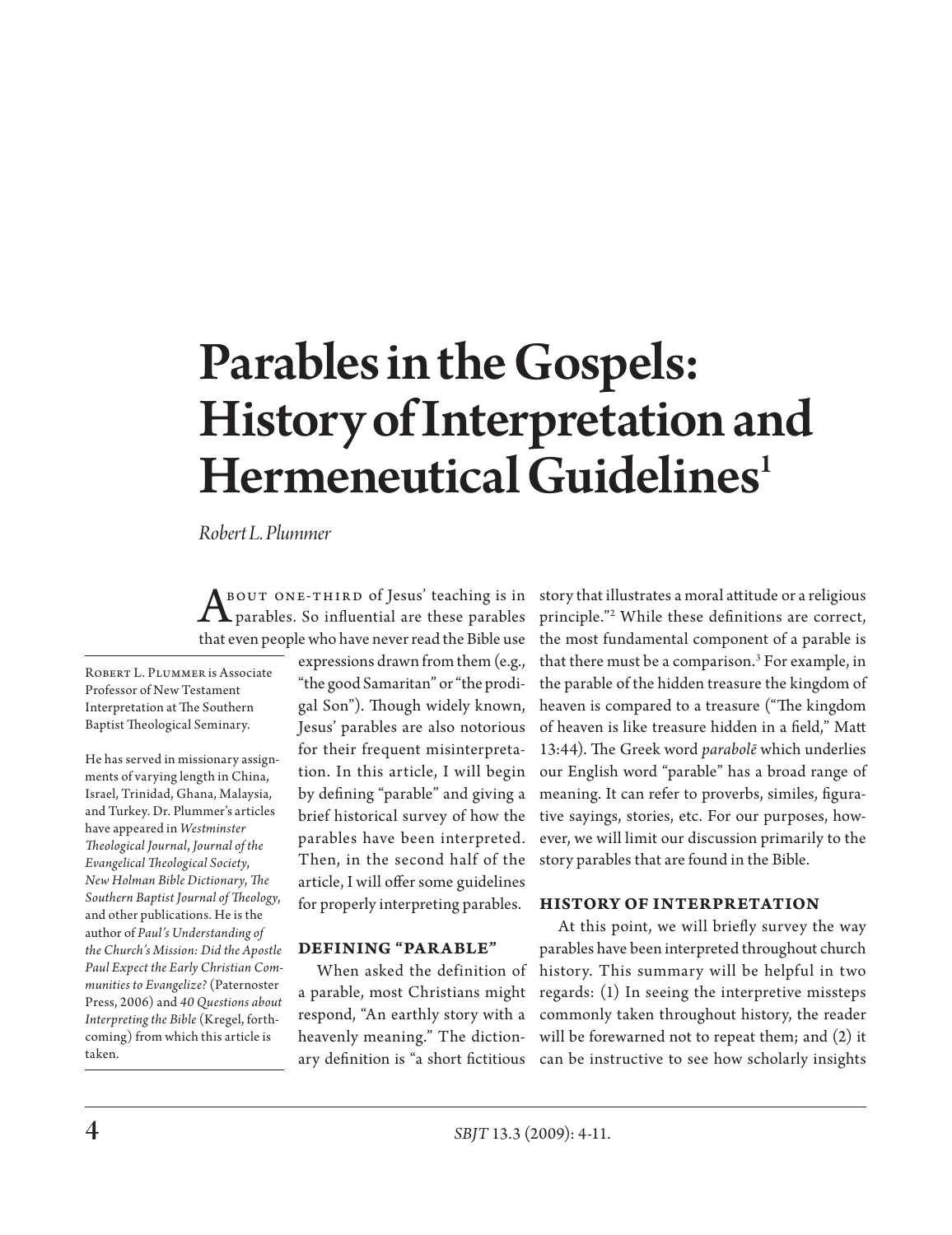# Parables in the Gospels: History of Interpretation and Hermeneutical Guidelines[1]

*Robert L. Plummer*

Robert L. Plummer is Associate Professor of New Testament Interpretation at The Southern Baptist Theological Seminary.

He has served in missionary assignments of varying length in China, Israel, Trinidad, Ghana, Malaysia, and Turkey. Dr. Plummer's articles have appeared in *Westminster Theological Journal*, *Journal of the Evangelical Theological Society*, *New Holman Bible Dictionary*, *The Southern Baptist Journal of Theology*, and other publications. He is the author of *Paul's Understanding of the Church's Mission: Did the Apostle Paul Expect the Early Christian Communities to Evangelize?* (Paternoster Press, 2006) and *40 Questions about Interpreting the Bible* (Kregel, forthcoming) from which this article is taken.

About one-third of Jesus' teaching is in parables. So influential are these parables that even people who have never read the Bible use expressions drawn from them (e.g., "the good Samaritan" or "the prodigal Son"). Though widely known, Jesus' parables are also notorious for their frequent misinterpretation. In this article, I will begin by defining "parable" and giving a brief historical survey of how the parables have been interpreted. Then, in the second half of the article, I will offer some guidelines for properly interpreting parables.

## Defining "Parable"

When asked the definition of a parable, most Christians might respond, "An earthly story with a heavenly meaning." The dictionary definition is "a short fictitious story that illustrates a moral attitude or a religious principle."[2] While these definitions are correct, the most fundamental component of a parable is that there must be a comparison.[3] For example, in the parable of the hidden treasure the kingdom of heaven is compared to a treasure ("The kingdom of heaven is like treasure hidden in a field," Matt 13:44). The Greek word *parabolē* which underlies our English word "parable" has a broad range of meaning. It can refer to proverbs, similes, figurative sayings, stories, etc. For our purposes, however, we will limit our discussion primarily to the story parables that are found in the Bible.

## History of Interpretation

At this point, we will briefly survey the way parables have been interpreted throughout church history. This summary will be helpful in two regards: (1) In seeing the interpretive missteps commonly taken throughout history, the reader will be forewarned not to repeat them; and (2) it can be instructive to see how scholarly insights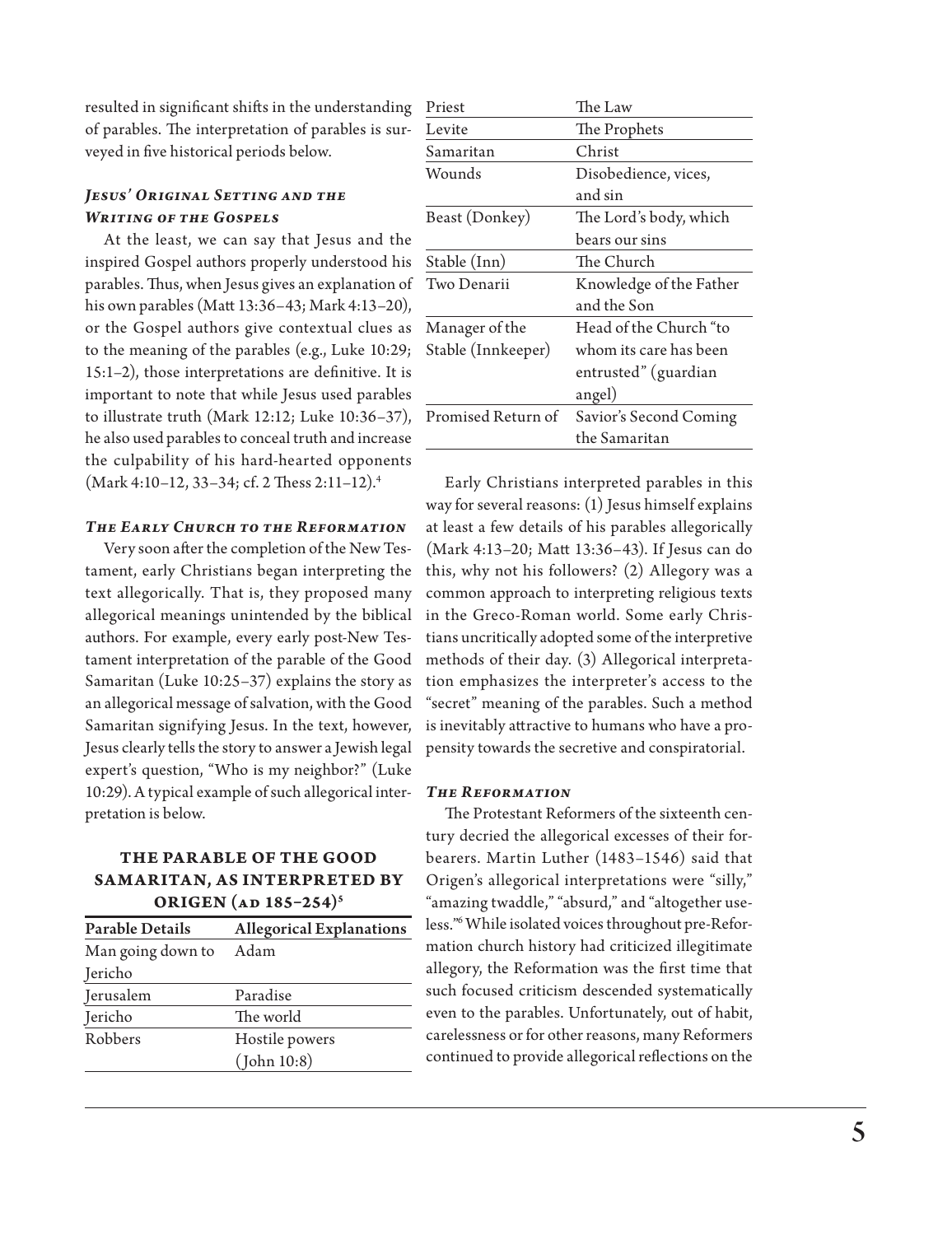resulted in significant shifts in the understanding of parables. The interpretation of parables is surveyed in five historical periods below.

### *Jesus' Original Setting and the Writing of the Gospels*

At the least, we can say that Jesus and the inspired Gospel authors properly understood his parables. Thus, when Jesus gives an explanation of his own parables (Matt 13:36–43; Mark 4:13–20), or the Gospel authors give contextual clues as to the meaning of the parables (e.g., Luke 10:29; 15:1–2), those interpretations are definitive. It is important to note that while Jesus used parables to illustrate truth (Mark 12:12; Luke 10:36–37), he also used parables to conceal truth and increase the culpability of his hard-hearted opponents (Mark 4:10–12, 33–34; cf. 2 Thess 2:11–12).[4]

### *The Early Church to the Reformation*

Very soon after the completion of the New Testament, early Christians began interpreting the text allegorically. That is, they proposed many allegorical meanings unintended by the biblical authors. For example, every early post-New Testament interpretation of the parable of the Good Samaritan (Luke 10:25–37) explains the story as an allegorical message of salvation, with the Good Samaritan signifying Jesus. In the text, however, Jesus clearly tells the story to answer a Jewish legal expert's question, "Who is my neighbor?" (Luke 10:29). A typical example of such allegorical interpretation is below.

**THE PARABLE OF THE GOOD SAMARITAN, AS INTERPRETED BY ORIGEN (AD 185–254)[5]**

| Parable Details | Allegorical Explanations |
| --- | --- |
| Man going down to Jericho | Adam |
| Jerusalem | Paradise |
| Jericho | The world |
| Robbers | Hostile powers (John 10:8) |
| Priest | The Law |
| Levite | The Prophets |
| Samaritan | Christ |
| Wounds | Disobedience, vices, and sin |
| Beast (Donkey) | The Lord's body, which bears our sins |
| Stable (Inn) | The Church |
| Two Denarii | Knowledge of the Father and the Son |
| Manager of the Stable (Innkeeper) | Head of the Church "to whom its care has been entrusted" (guardian angel) |
| Promised Return of the Samaritan | Savior's Second Coming |

Early Christians interpreted parables in this way for several reasons: (1) Jesus himself explains at least a few details of his parables allegorically (Mark 4:13–20; Matt 13:36–43). If Jesus can do this, why not his followers? (2) Allegory was a common approach to interpreting religious texts in the Greco-Roman world. Some early Christians uncritically adopted some of the interpretive methods of their day. (3) Allegorical interpretation emphasizes the interpreter's access to the "secret" meaning of the parables. Such a method is inevitably attractive to humans who have a propensity towards the secretive and conspiratorial.

### *The Reformation*

The Protestant Reformers of the sixteenth century decried the allegorical excesses of their forbearers. Martin Luther (1483–1546) said that Origen's allegorical interpretations were "silly," "amazing twaddle," "absurd," and "altogether useless."[6] While isolated voices throughout pre-Reformation church history had criticized illegitimate allegory, the Reformation was the first time that such focused criticism descended systematically even to the parables. Unfortunately, out of habit, carelessness or for other reasons, many Reformers continued to provide allegorical reflections on the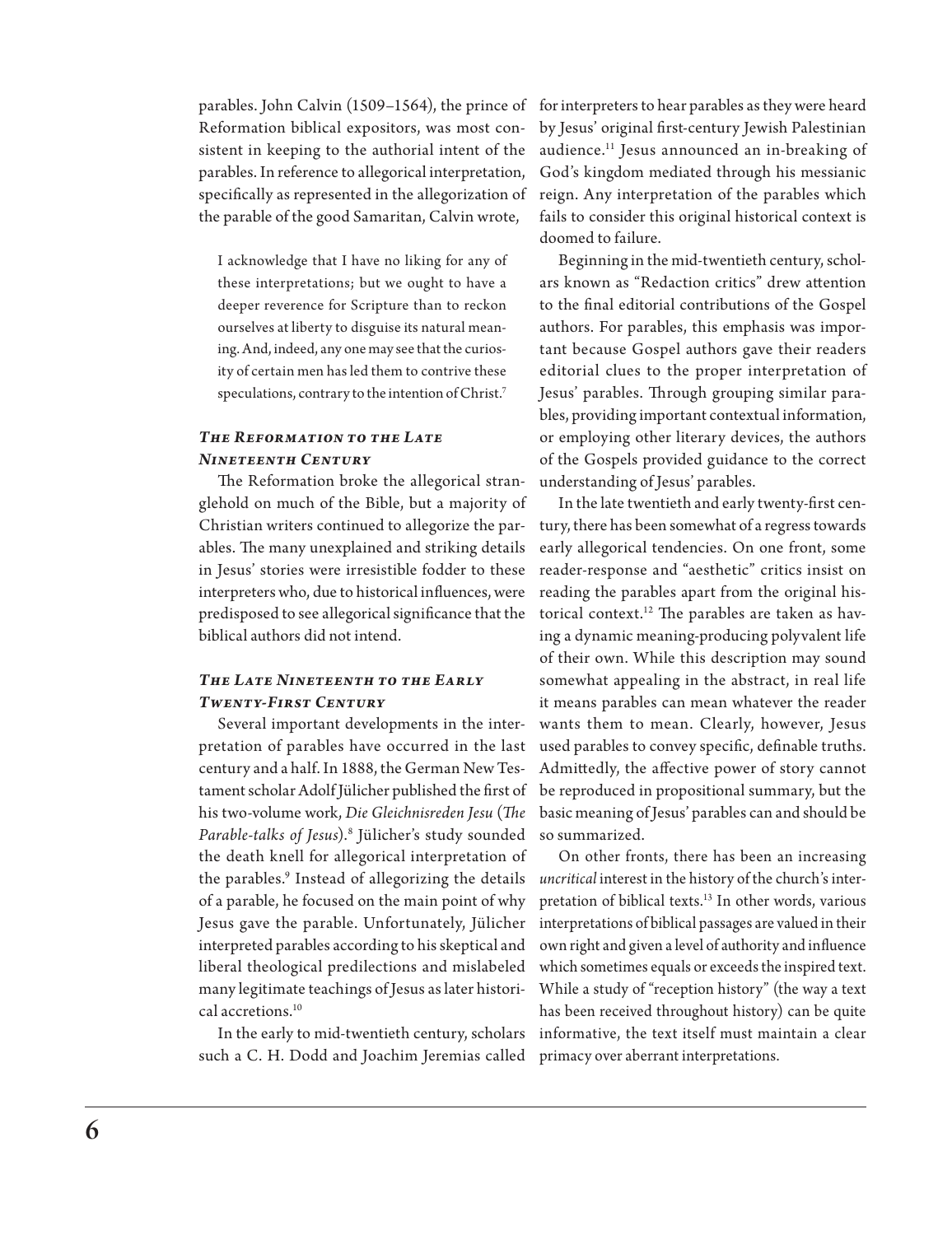parables. John Calvin (1509–1564), the prince of Reformation biblical expositors, was most consistent in keeping to the authorial intent of the parables. In reference to allegorical interpretation, specifically as represented in the allegorization of the parable of the good Samaritan, Calvin wrote,

> I acknowledge that I have no liking for any of these interpretations; but we ought to have a deeper reverence for Scripture than to reckon ourselves at liberty to disguise its natural meaning. And, indeed, any one may see that the curiosity of certain men has led them to contrive these speculations, contrary to the intention of Christ.[7]

### *The Reformation to the Late Nineteenth Century*

The Reformation broke the allegorical stranglehold on much of the Bible, but a majority of Christian writers continued to allegorize the parables. The many unexplained and striking details in Jesus' stories were irresistible fodder to these interpreters who, due to historical influences, were predisposed to see allegorical significance that the biblical authors did not intend.

### *The Late Nineteenth to the Early Twenty-First Century*

Several important developments in the interpretation of parables have occurred in the last century and a half. In 1888, the German New Testament scholar Adolf Jülicher published the first of his two-volume work, *Die Gleichnisreden Jesu* (*The Parable-talks of Jesus*).[8] Jülicher's study sounded the death knell for allegorical interpretation of the parables.[9] Instead of allegorizing the details of a parable, he focused on the main point of why Jesus gave the parable. Unfortunately, Jülicher interpreted parables according to his skeptical and liberal theological predilections and mislabeled many legitimate teachings of Jesus as later historical accretions.[10]

In the early to mid-twentieth century, scholars such a C. H. Dodd and Joachim Jeremias called for interpreters to hear parables as they were heard by Jesus' original first-century Jewish Palestinian audience.[11] Jesus announced an in-breaking of God's kingdom mediated through his messianic reign. Any interpretation of the parables which fails to consider this original historical context is doomed to failure.

Beginning in the mid-twentieth century, scholars known as "Redaction critics" drew attention to the final editorial contributions of the Gospel authors. For parables, this emphasis was important because Gospel authors gave their readers editorial clues to the proper interpretation of Jesus' parables. Through grouping similar parables, providing important contextual information, or employing other literary devices, the authors of the Gospels provided guidance to the correct understanding of Jesus' parables.

In the late twentieth and early twenty-first century, there has been somewhat of a regress towards early allegorical tendencies. On one front, some reader-response and "aesthetic" critics insist on reading the parables apart from the original historical context.[12] The parables are taken as having a dynamic meaning-producing polyvalent life of their own. While this description may sound somewhat appealing in the abstract, in real life it means parables can mean whatever the reader wants them to mean. Clearly, however, Jesus used parables to convey specific, definable truths. Admittedly, the affective power of story cannot be reproduced in propositional summary, but the basic meaning of Jesus' parables can and should be so summarized.

On other fronts, there has been an increasing *uncritical* interest in the history of the church's interpretation of biblical texts.[13] In other words, various interpretations of biblical passages are valued in their own right and given a level of authority and influence which sometimes equals or exceeds the inspired text. While a study of "reception history" (the way a text has been received throughout history) can be quite informative, the text itself must maintain a clear primacy over aberrant interpretations.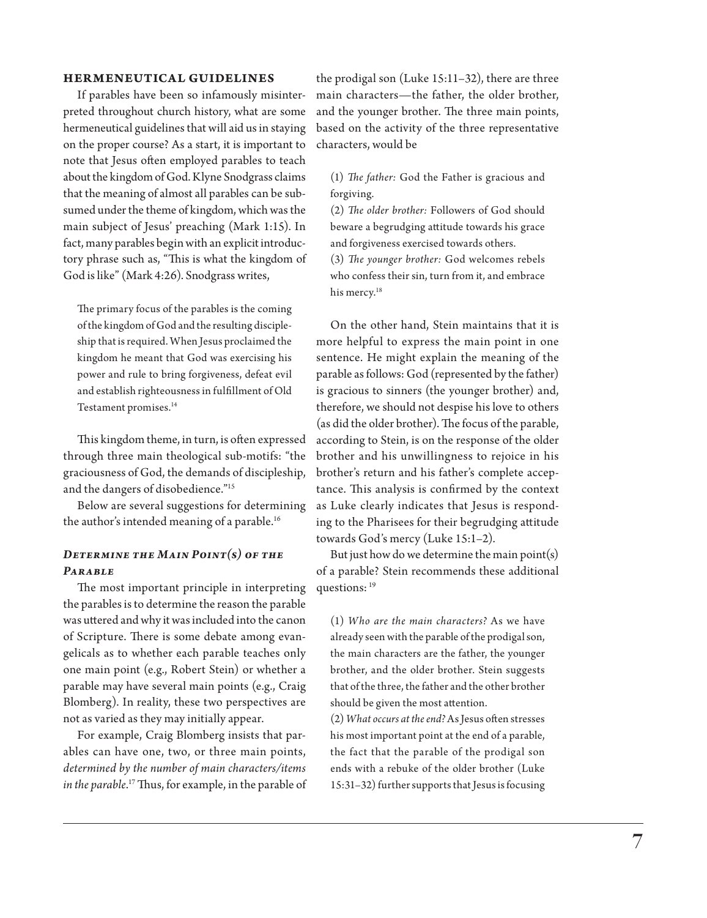## HERMENEUTICAL GUIDELINES

If parables have been so infamously misinterpreted throughout church history, what are some hermeneutical guidelines that will aid us in staying on the proper course? As a start, it is important to note that Jesus often employed parables to teach about the kingdom of God. Klyne Snodgrass claims that the meaning of almost all parables can be subsumed under the theme of kingdom, which was the main subject of Jesus' preaching (Mark 1:15). In fact, many parables begin with an explicit introductory phrase such as, "This is what the kingdom of God is like" (Mark 4:26). Snodgrass writes,

> The primary focus of the parables is the coming of the kingdom of God and the resulting discipleship that is required. When Jesus proclaimed the kingdom he meant that God was exercising his power and rule to bring forgiveness, defeat evil and establish righteousness in fulfillment of Old Testament promises.[14]

This kingdom theme, in turn, is often expressed through three main theological sub-motifs: "the graciousness of God, the demands of discipleship, and the dangers of disobedience."[15]

Below are several suggestions for determining the author's intended meaning of a parable.[16]

### *Determine the Main Point(s) of the Parable*

The most important principle in interpreting the parables is to determine the reason the parable was uttered and why it was included into the canon of Scripture. There is some debate among evangelicals as to whether each parable teaches only one main point (e.g., Robert Stein) or whether a parable may have several main points (e.g., Craig Blomberg). In reality, these two perspectives are not as varied as they may initially appear.

For example, Craig Blomberg insists that parables can have one, two, or three main points, *determined by the number of main characters/items in the parable*.[17] Thus, for example, in the parable of the prodigal son (Luke 15:11–32), there are three main characters—the father, the older brother, and the younger brother. The three main points, based on the activity of the three representative characters, would be

> (1) *The father:* God the Father is gracious and forgiving.
> (2) *The older brother:* Followers of God should beware a begrudging attitude towards his grace and forgiveness exercised towards others.
> (3) *The younger brother:* God welcomes rebels who confess their sin, turn from it, and embrace his mercy.[18]

On the other hand, Stein maintains that it is more helpful to express the main point in one sentence. He might explain the meaning of the parable as follows: God (represented by the father) is gracious to sinners (the younger brother) and, therefore, we should not despise his love to others (as did the older brother). The focus of the parable, according to Stein, is on the response of the older brother and his unwillingness to rejoice in his brother's return and his father's complete acceptance. This analysis is confirmed by the context as Luke clearly indicates that Jesus is responding to the Pharisees for their begrudging attitude towards God's mercy (Luke 15:1–2).

But just how do we determine the main point(s) of a parable? Stein recommends these additional questions:[19]

> (1) *Who are the main characters?* As we have already seen with the parable of the prodigal son, the main characters are the father, the younger brother, and the older brother. Stein suggests that of the three, the father and the other brother should be given the most attention.
> (2) *What occurs at the end?* As Jesus often stresses his most important point at the end of a parable, the fact that the parable of the prodigal son ends with a rebuke of the older brother (Luke 15:31–32) further supports that Jesus is focusing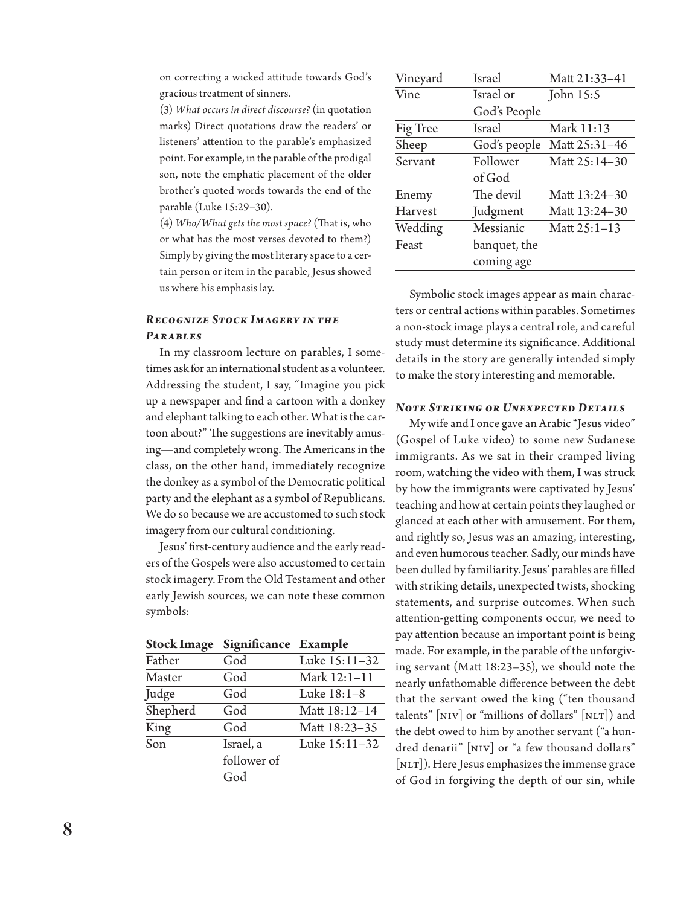on correcting a wicked attitude towards God's gracious treatment of sinners.

(3) *What occurs in direct discourse?* (in quotation marks) Direct quotations draw the readers' or listeners' attention to the parable's emphasized point. For example, in the parable of the prodigal son, note the emphatic placement of the older brother's quoted words towards the end of the parable (Luke 15:29–30).

(4) *Who/What gets the most space?* (That is, who or what has the most verses devoted to them?) Simply by giving the most literary space to a certain person or item in the parable, Jesus showed us where his emphasis lay.

### *Recognize Stock Imagery in the Parables*

In my classroom lecture on parables, I sometimes ask for an international student as a volunteer. Addressing the student, I say, "Imagine you pick up a newspaper and find a cartoon with a donkey and elephant talking to each other. What is the cartoon about?" The suggestions are inevitably amusing—and completely wrong. The Americans in the class, on the other hand, immediately recognize the donkey as a symbol of the Democratic political party and the elephant as a symbol of Republicans. We do so because we are accustomed to such stock imagery from our cultural conditioning.

Jesus' first-century audience and the early readers of the Gospels were also accustomed to certain stock imagery. From the Old Testament and other early Jewish sources, we can note these common symbols:

| Stock Image | Significance | Example |
| --- | --- | --- |
| Father | God | Luke 15:11–32 |
| Master | God | Mark 12:1–11 |
| Judge | God | Luke 18:1–8 |
| Shepherd | God | Matt 18:12–14 |
| King | God | Matt 18:23–35 |
| Son | Israel, a follower of God | Luke 15:11–32 |
| Vineyard | Israel | Matt 21:33–41 |
| Vine | Israel or God's People | John 15:5 |
| Fig Tree | Israel | Mark 11:13 |
| Sheep | God's people | Matt 25:31–46 |
| Servant | Follower of God | Matt 25:14–30 |
| Enemy | The devil | Matt 13:24–30 |
| Harvest | Judgment | Matt 13:24–30 |
| Wedding Feast | Messianic banquet, the coming age | Matt 25:1–13 |

Symbolic stock images appear as main characters or central actions within parables. Sometimes a non-stock image plays a central role, and careful study must determine its significance. Additional details in the story are generally intended simply to make the story interesting and memorable.

### *Note Striking or Unexpected Details*

My wife and I once gave an Arabic "Jesus video" (Gospel of Luke video) to some new Sudanese immigrants. As we sat in their cramped living room, watching the video with them, I was struck by how the immigrants were captivated by Jesus' teaching and how at certain points they laughed or glanced at each other with amusement. For them, and rightly so, Jesus was an amazing, interesting, and even humorous teacher. Sadly, our minds have been dulled by familiarity. Jesus' parables are filled with striking details, unexpected twists, shocking statements, and surprise outcomes. When such attention-getting components occur, we need to pay attention because an important point is being made. For example, in the parable of the unforgiving servant (Matt 18:23–35), we should note the nearly unfathomable difference between the debt that the servant owed the king ("ten thousand talents" [NIV] or "millions of dollars" [NLT]) and the debt owed to him by another servant ("a hundred denarii" [NIV] or "a few thousand dollars" [NLT]). Here Jesus emphasizes the immense grace of God in forgiving the depth of our sin, while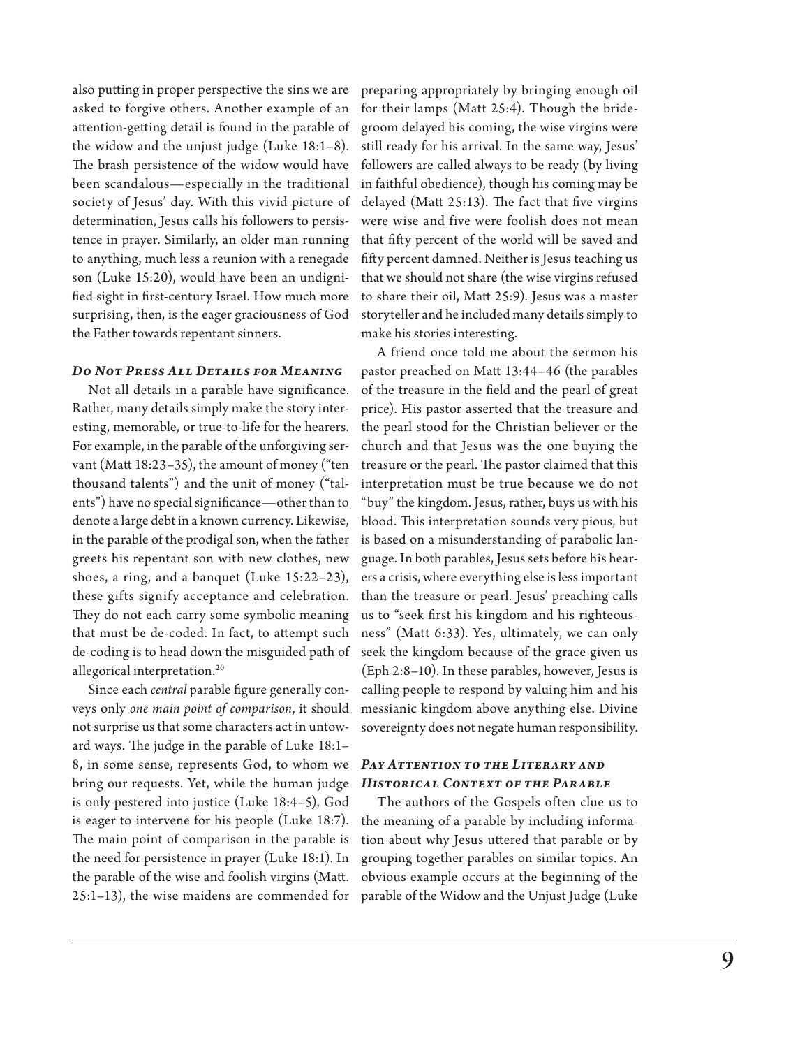also putting in proper perspective the sins we are asked to forgive others. Another example of an attention-getting detail is found in the parable of the widow and the unjust judge (Luke 18:1–8). The brash persistence of the widow would have been scandalous—especially in the traditional society of Jesus' day. With this vivid picture of determination, Jesus calls his followers to persistence in prayer. Similarly, an older man running to anything, much less a reunion with a renegade son (Luke 15:20), would have been an undignified sight in first-century Israel. How much more surprising, then, is the eager graciousness of God the Father towards repentant sinners.

### *Do Not Press All Details for Meaning*

Not all details in a parable have significance. Rather, many details simply make the story interesting, memorable, or true-to-life for the hearers. For example, in the parable of the unforgiving servant (Matt 18:23–35), the amount of money ("ten thousand talents") and the unit of money ("talents") have no special significance—other than to denote a large debt in a known currency. Likewise, in the parable of the prodigal son, when the father greets his repentant son with new clothes, new shoes, a ring, and a banquet (Luke 15:22–23), these gifts signify acceptance and celebration. They do not each carry some symbolic meaning that must be de-coded. In fact, to attempt such de-coding is to head down the misguided path of allegorical interpretation.[20]

Since each *central* parable figure generally conveys only *one main point of comparison*, it should not surprise us that some characters act in untoward ways. The judge in the parable of Luke 18:1–8, in some sense, represents God, to whom we bring our requests. Yet, while the human judge is only pestered into justice (Luke 18:4–5), God is eager to intervene for his people (Luke 18:7). The main point of comparison in the parable is the need for persistence in prayer (Luke 18:1). In the parable of the wise and foolish virgins (Matt. 25:1–13), the wise maidens are commended for preparing appropriately by bringing enough oil for their lamps (Matt 25:4). Though the bridegroom delayed his coming, the wise virgins were still ready for his arrival. In the same way, Jesus' followers are called always to be ready (by living in faithful obedience), though his coming may be delayed (Matt 25:13). The fact that five virgins were wise and five were foolish does not mean that fifty percent of the world will be saved and fifty percent damned. Neither is Jesus teaching us that we should not share (the wise virgins refused to share their oil, Matt 25:9). Jesus was a master storyteller and he included many details simply to make his stories interesting.

A friend once told me about the sermon his pastor preached on Matt 13:44–46 (the parables of the treasure in the field and the pearl of great price). His pastor asserted that the treasure and the pearl stood for the Christian believer or the church and that Jesus was the one buying the treasure or the pearl. The pastor claimed that this interpretation must be true because we do not "buy" the kingdom. Jesus, rather, buys us with his blood. This interpretation sounds very pious, but is based on a misunderstanding of parabolic language. In both parables, Jesus sets before his hearers a crisis, where everything else is less important than the treasure or pearl. Jesus' preaching calls us to "seek first his kingdom and his righteousness" (Matt 6:33). Yes, ultimately, we can only seek the kingdom because of the grace given us (Eph 2:8–10). In these parables, however, Jesus is calling people to respond by valuing him and his messianic kingdom above anything else. Divine sovereignty does not negate human responsibility.

### *Pay Attention to the Literary and Historical Context of the Parable*

The authors of the Gospels often clue us to the meaning of a parable by including information about why Jesus uttered that parable or by grouping together parables on similar topics. An obvious example occurs at the beginning of the parable of the Widow and the Unjust Judge (Luke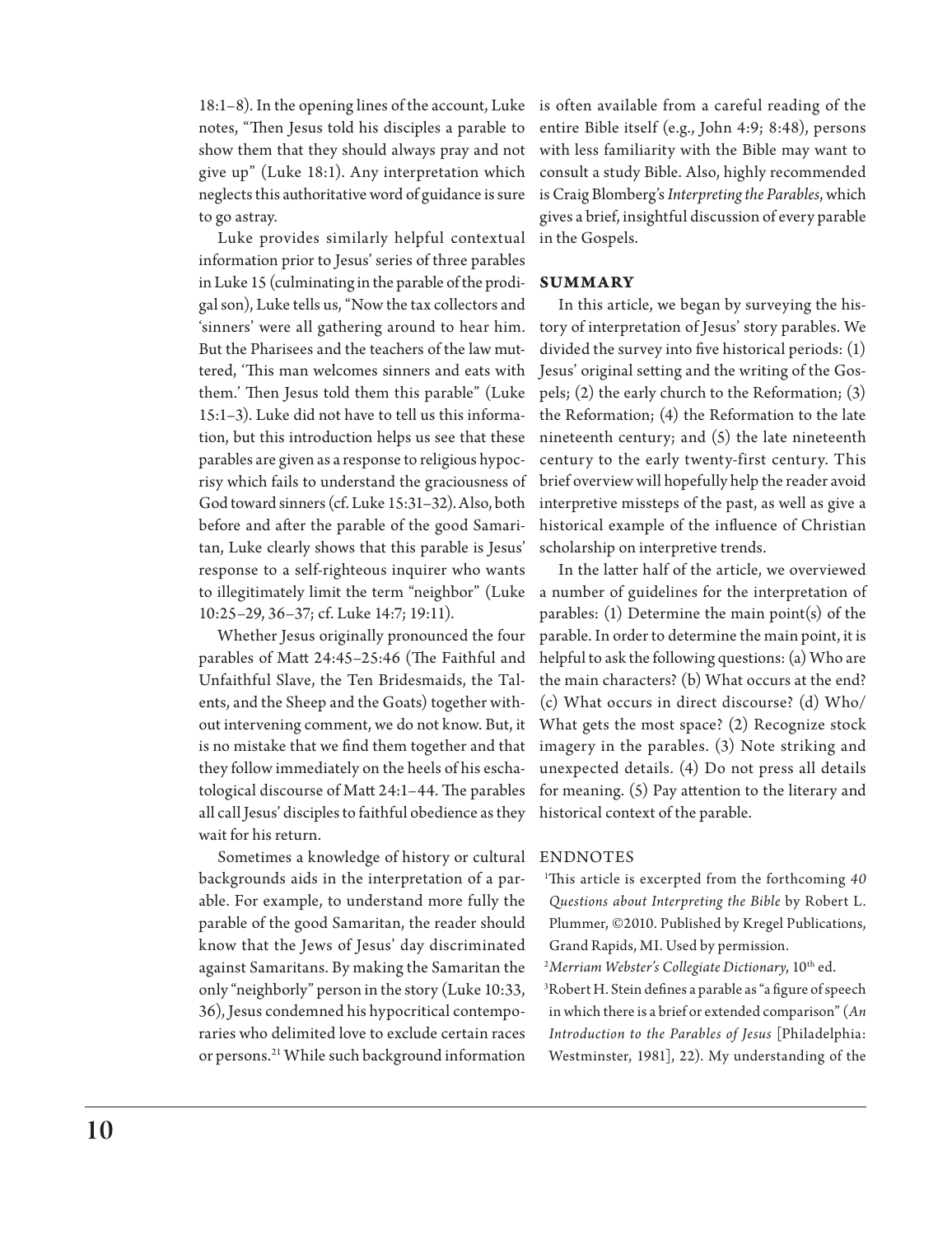18:1–8). In the opening lines of the account, Luke notes, "Then Jesus told his disciples a parable to show them that they should always pray and not give up" (Luke 18:1). Any interpretation which neglects this authoritative word of guidance is sure to go astray.

Luke provides similarly helpful contextual information prior to Jesus' series of three parables in Luke 15 (culminating in the parable of the prodigal son), Luke tells us, "Now the tax collectors and 'sinners' were all gathering around to hear him. But the Pharisees and the teachers of the law muttered, 'This man welcomes sinners and eats with them.' Then Jesus told them this parable" (Luke 15:1–3). Luke did not have to tell us this information, but this introduction helps us see that these parables are given as a response to religious hypocrisy which fails to understand the graciousness of God toward sinners (cf. Luke 15:31–32). Also, both before and after the parable of the good Samaritan, Luke clearly shows that this parable is Jesus' response to a self-righteous inquirer who wants to illegitimately limit the term "neighbor" (Luke 10:25–29, 36–37; cf. Luke 14:7; 19:11).

Whether Jesus originally pronounced the four parables of Matt 24:45–25:46 (The Faithful and Unfaithful Slave, the Ten Bridesmaids, the Talents, and the Sheep and the Goats) together without intervening comment, we do not know. But, it is no mistake that we find them together and that they follow immediately on the heels of his eschatological discourse of Matt 24:1–44. The parables all call Jesus' disciples to faithful obedience as they wait for his return.

Sometimes a knowledge of history or cultural backgrounds aids in the interpretation of a parable. For example, to understand more fully the parable of the good Samaritan, the reader should know that the Jews of Jesus' day discriminated against Samaritans. By making the Samaritan the only "neighborly" person in the story (Luke 10:33, 36), Jesus condemned his hypocritical contemporaries who delimited love to exclude certain races or persons.[21] While such background information is often available from a careful reading of the entire Bible itself (e.g., John 4:9; 8:48), persons with less familiarity with the Bible may want to consult a study Bible. Also, highly recommended is Craig Blomberg's *Interpreting the Parables*, which gives a brief, insightful discussion of every parable in the Gospels.

## SUMMARY

In this article, we began by surveying the history of interpretation of Jesus' story parables. We divided the survey into five historical periods: (1) Jesus' original setting and the writing of the Gospels; (2) the early church to the Reformation; (3) the Reformation; (4) the Reformation to the late nineteenth century; and (5) the late nineteenth century to the early twenty-first century. This brief overview will hopefully help the reader avoid interpretive missteps of the past, as well as give a historical example of the influence of Christian scholarship on interpretive trends.

In the latter half of the article, we overviewed a number of guidelines for the interpretation of parables: (1) Determine the main point(s) of the parable. In order to determine the main point, it is helpful to ask the following questions: (a) Who are the main characters? (b) What occurs at the end? (c) What occurs in direct discourse? (d) Who/What gets the most space? (2) Recognize stock imagery in the parables. (3) Note striking and unexpected details. (4) Do not press all details for meaning. (5) Pay attention to the literary and historical context of the parable.

## ENDNOTES

[1] This article is excerpted from the forthcoming *40 Questions about Interpreting the Bible* by Robert L. Plummer, ©2010. Published by Kregel Publications, Grand Rapids, MI. Used by permission.

[2] *Merriam Webster's Collegiate Dictionary*, 10th ed.

[3] Robert H. Stein defines a parable as "a figure of speech in which there is a brief or extended comparison" (*An Introduction to the Parables of Jesus* [Philadelphia: Westminster, 1981], 22). My understanding of the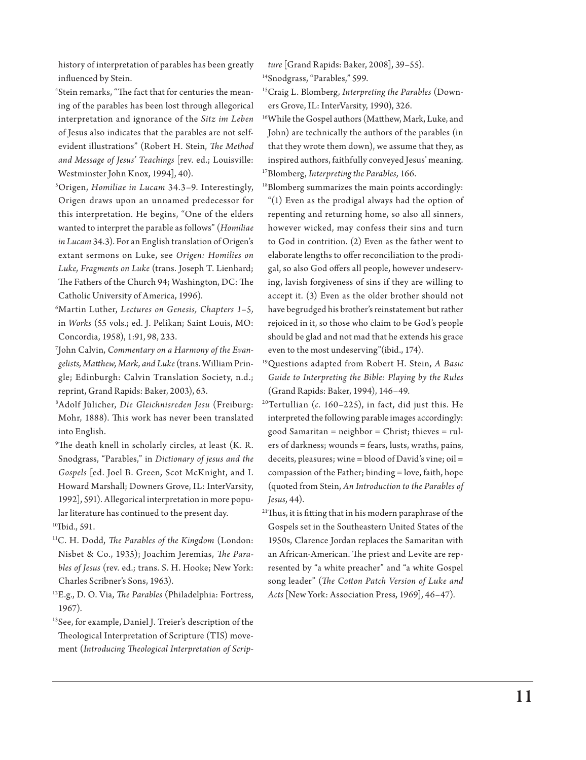history of interpretation of parables has been greatly influenced by Stein.

[4]Stein remarks, "The fact that for centuries the meaning of the parables has been lost through allegorical interpretation and ignorance of the *Sitz im Leben* of Jesus also indicates that the parables are not self-evident illustrations" (Robert H. Stein, *The Method and Message of Jesus' Teachings* [rev. ed.; Louisville: Westminster John Knox, 1994], 40).

[5]Origen, *Homiliae in Lucam* 34.3–9. Interestingly, Origen draws upon an unnamed predecessor for this interpretation. He begins, "One of the elders wanted to interpret the parable as follows" (*Homiliae in Lucam* 34.3). For an English translation of Origen's extant sermons on Luke, see *Origen: Homilies on Luke, Fragments on Luke* (trans. Joseph T. Lienhard; The Fathers of the Church 94; Washington, DC: The Catholic University of America, 1996).

[6]Martin Luther, *Lectures on Genesis, Chapters 1–5,* in *Works* (55 vols.; ed. J. Pelikan; Saint Louis, MO: Concordia, 1958), 1:91, 98, 233.

[7]John Calvin, *Commentary on a Harmony of the Evangelists, Matthew, Mark, and Luke* (trans. William Pringle; Edinburgh: Calvin Translation Society, n.d.; reprint, Grand Rapids: Baker, 2003), 63.

[8]Adolf Jülicher, *Die Gleichnisreden Jesu* (Freiburg: Mohr, 1888). This work has never been translated into English.

[9]The death knell in scholarly circles, at least (K. R. Snodgrass, "Parables," in *Dictionary of jesus and the Gospels* [ed. Joel B. Green, Scot McKnight, and I. Howard Marshall; Downers Grove, IL: InterVarsity, 1992], 591). Allegorical interpretation in more popular literature has continued to the present day.

[10]Ibid., 591.

[11]C. H. Dodd, *The Parables of the Kingdom* (London: Nisbet & Co., 1935); Joachim Jeremias, *The Parables of Jesus* (rev. ed.; trans. S. H. Hooke; New York: Charles Scribner's Sons, 1963).

[12]E.g., D. O. Via, *The Parables* (Philadelphia: Fortress, 1967).

[13]See, for example, Daniel J. Treier's description of the Theological Interpretation of Scripture (TIS) movement (*Introducing Theological Interpretation of Scripture* [Grand Rapids: Baker, 2008], 39–55).

[14]Snodgrass, "Parables," 599.

[15]Craig L. Blomberg, *Interpreting the Parables* (Downers Grove, IL: InterVarsity, 1990), 326.

[16]While the Gospel authors (Matthew, Mark, Luke, and John) are technically the authors of the parables (in that they wrote them down), we assume that they, as inspired authors, faithfully conveyed Jesus' meaning.

[17]Blomberg, *Interpreting the Parables*, 166.

[18]Blomberg summarizes the main points accordingly: "(1) Even as the prodigal always had the option of repenting and returning home, so also all sinners, however wicked, may confess their sins and turn to God in contrition. (2) Even as the father went to elaborate lengths to offer reconciliation to the prodigal, so also God offers all people, however undeserving, lavish forgiveness of sins if they are willing to accept it. (3) Even as the older brother should not have begrudged his brother's reinstatement but rather rejoiced in it, so those who claim to be God's people should be glad and not mad that he extends his grace even to the most undeserving"(ibid., 174).

[19]Questions adapted from Robert H. Stein, *A Basic Guide to Interpreting the Bible: Playing by the Rules* (Grand Rapids: Baker, 1994), 146–49.

[20]Tertullian (*c.* 160–225), in fact, did just this. He interpreted the following parable images accordingly: good Samaritan = neighbor = Christ; thieves = rulers of darkness; wounds = fears, lusts, wraths, pains, deceits, pleasures; wine = blood of David's vine; oil = compassion of the Father; binding = love, faith, hope (quoted from Stein, *An Introduction to the Parables of Jesus*, 44).

[21]Thus, it is fitting that in his modern paraphrase of the Gospels set in the Southeastern United States of the 1950s, Clarence Jordan replaces the Samaritan with an African-American. The priest and Levite are represented by "a white preacher" and "a white Gospel song leader" (*The Cotton Patch Version of Luke and Acts* [New York: Association Press, 1969], 46–47).